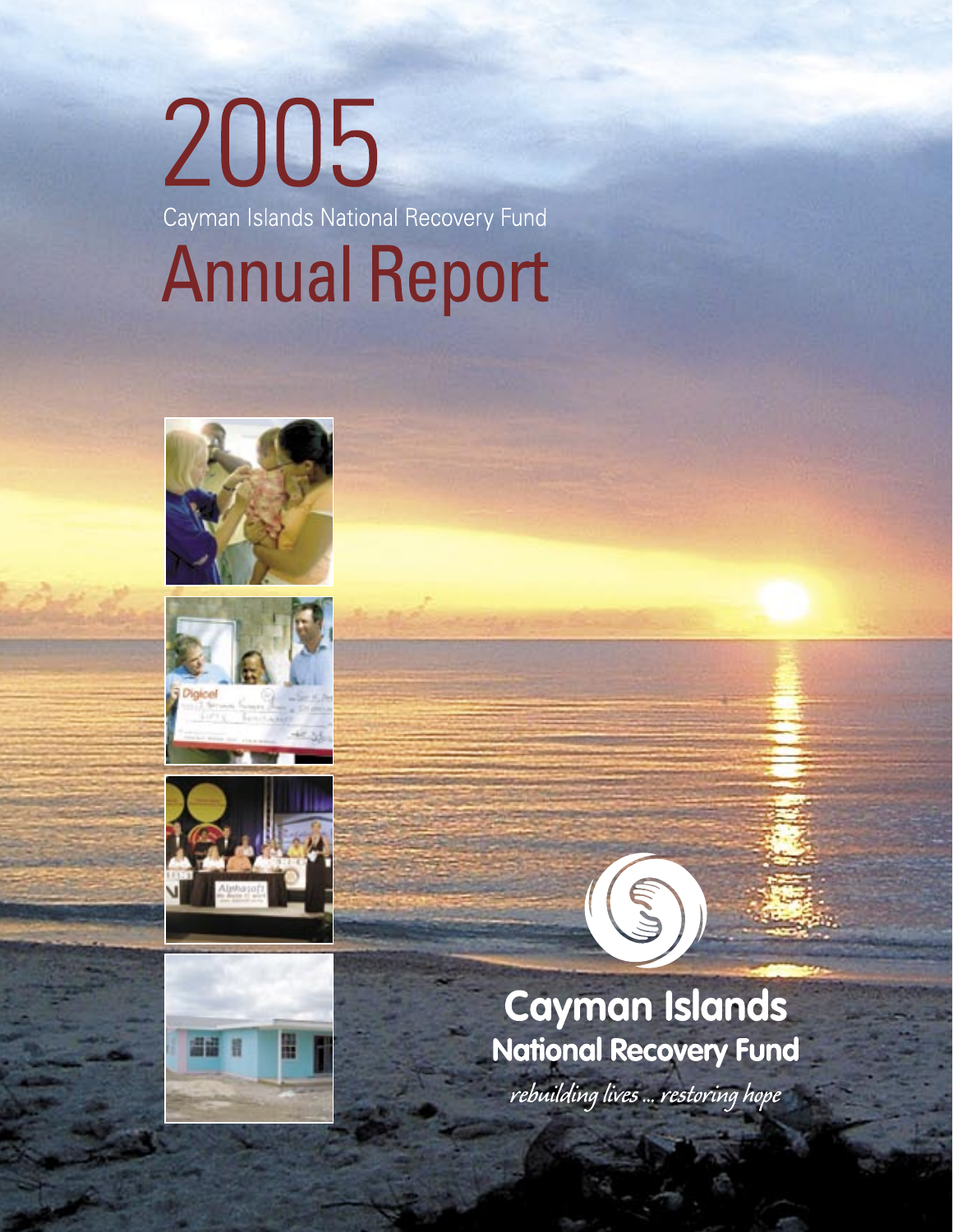# 2005

Cayman Islands National Recovery Fund

# Annual Report

**Cayman Islands**
**National Recovery Fund**

*rebuilding lives ... restoring hope*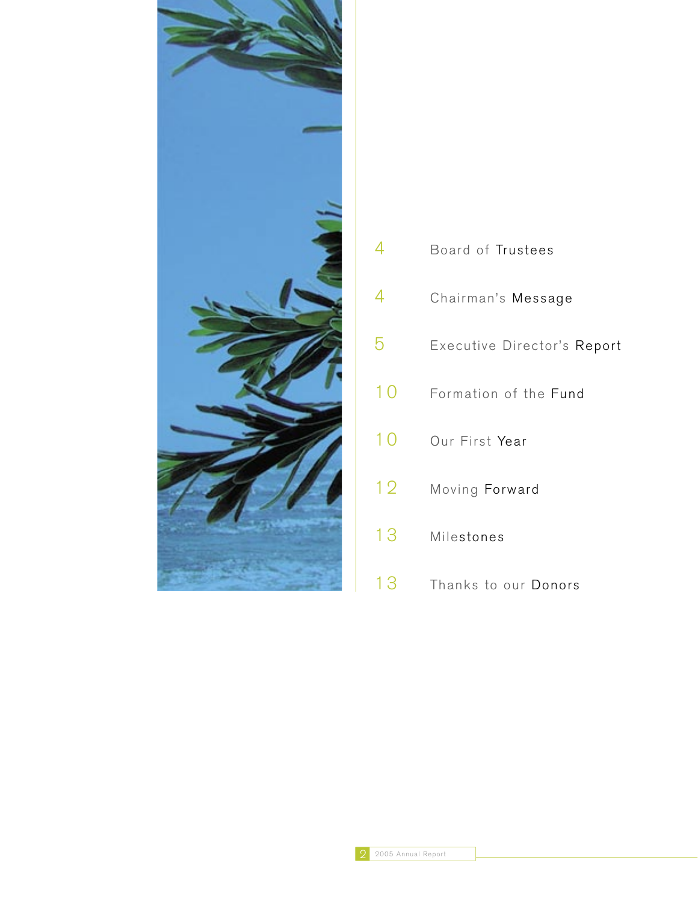| | |
|---|---|
| 4 | Board of Trustees |
| 4 | Chairman's Message |
| 5 | Executive Director's Report |
| 10 | Formation of the Fund |
| 10 | Our First Year |
| 12 | Moving Forward |
| 13 | Milestones |
| 13 | Thanks to our Donors |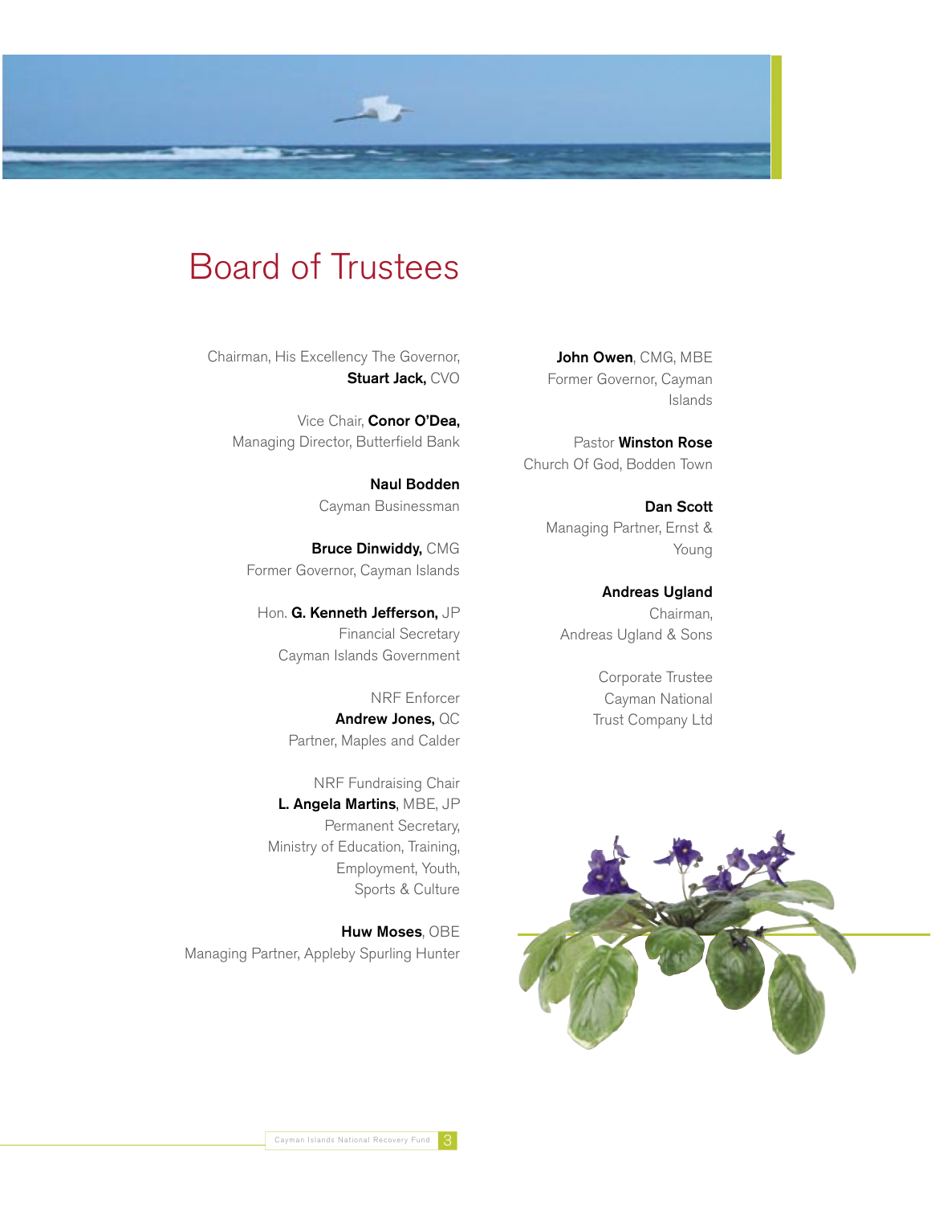# Board of Trustees

Chairman, His Excellency The Governor,
**Stuart Jack,** CVO

Vice Chair, **Conor O'Dea,**
Managing Director, Butterfield Bank

**Naul Bodden**
Cayman Businessman

**Bruce Dinwiddy,** CMG
Former Governor, Cayman Islands

Hon. **G. Kenneth Jefferson,** JP
Financial Secretary
Cayman Islands Government

NRF Enforcer
**Andrew Jones,** QC
Partner, Maples and Calder

NRF Fundraising Chair
**L. Angela Martins**, MBE, JP
Permanent Secretary,
Ministry of Education, Training,
Employment, Youth,
Sports & Culture

**Huw Moses**, OBE
Managing Partner, Appleby Spurling Hunter

**John Owen**, CMG, MBE
Former Governor, Cayman
Islands

Pastor **Winston Rose**
Church Of God, Bodden Town

**Dan Scott**
Managing Partner, Ernst &
Young

**Andreas Ugland**
Chairman,
Andreas Ugland & Sons

Corporate Trustee
Cayman National
Trust Company Ltd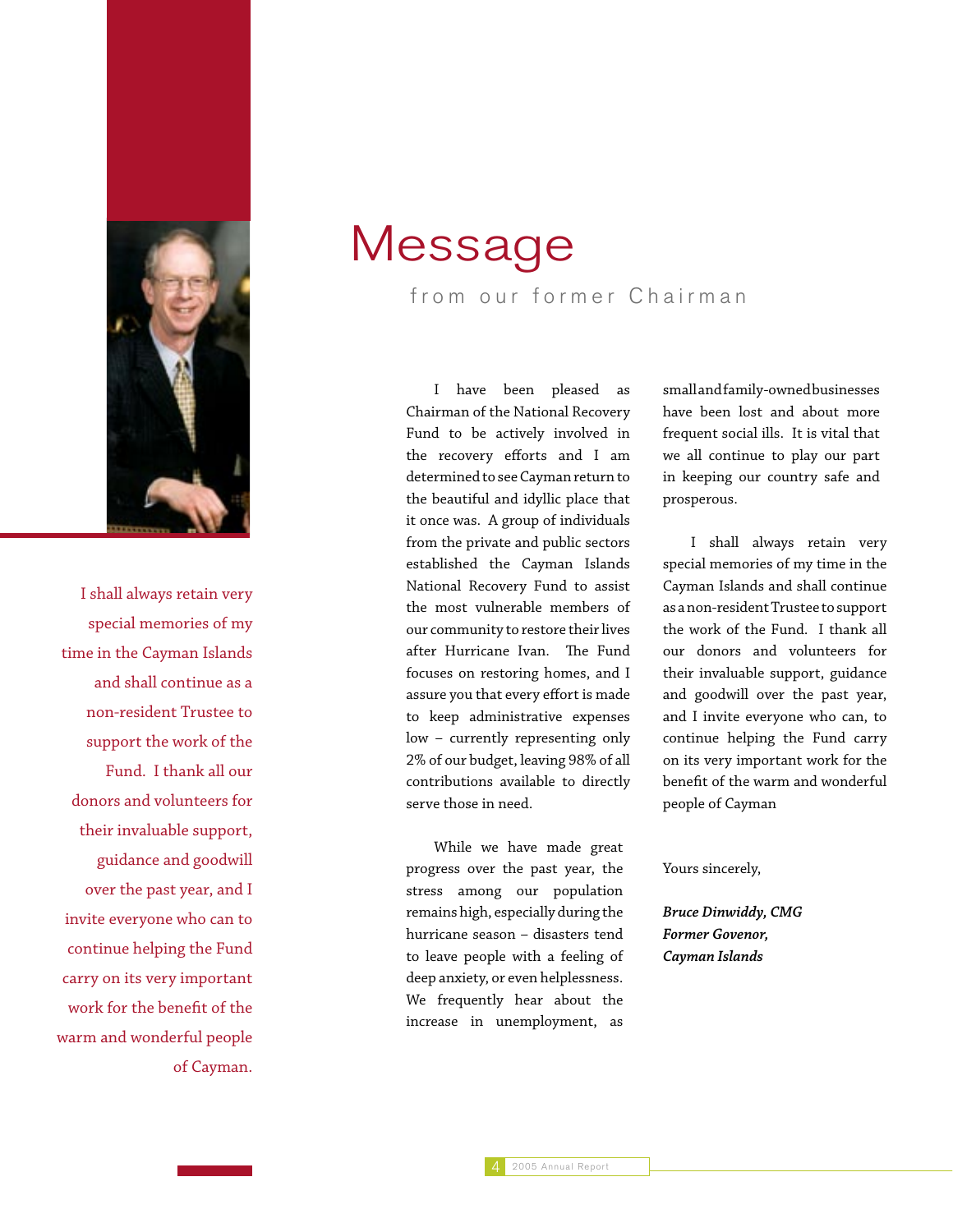# Message

## from our former Chairman

I shall always retain very special memories of my time in the Cayman Islands and shall continue as a non-resident Trustee to support the work of the Fund. I thank all our donors and volunteers for their invaluable support, guidance and goodwill over the past year, and I invite everyone who can to continue helping the Fund carry on its very important work for the benefit of the warm and wonderful people of Cayman.

I have been pleased as Chairman of the National Recovery Fund to be actively involved in the recovery efforts and I am determined to see Cayman return to the beautiful and idyllic place that it once was. A group of individuals from the private and public sectors established the Cayman Islands National Recovery Fund to assist the most vulnerable members of our community to restore their lives after Hurricane Ivan. The Fund focuses on restoring homes, and I assure you that every effort is made to keep administrative expenses low – currently representing only 2% of our budget, leaving 98% of all contributions available to directly serve those in need.

While we have made great progress over the past year, the stress among our population remains high, especially during the hurricane season – disasters tend to leave people with a feeling of deep anxiety, or even helplessness. We frequently hear about the increase in unemployment, as small and family-owned businesses have been lost and about more frequent social ills. It is vital that we all continue to play our part in keeping our country safe and prosperous.

I shall always retain very special memories of my time in the Cayman Islands and shall continue as a non-resident Trustee to support the work of the Fund. I thank all our donors and volunteers for their invaluable support, guidance and goodwill over the past year, and I invite everyone who can, to continue helping the Fund carry on its very important work for the benefit of the warm and wonderful people of Cayman

Yours sincerely,

***Bruce Dinwiddy, CMG***
***Former Govenor,***
***Cayman Islands***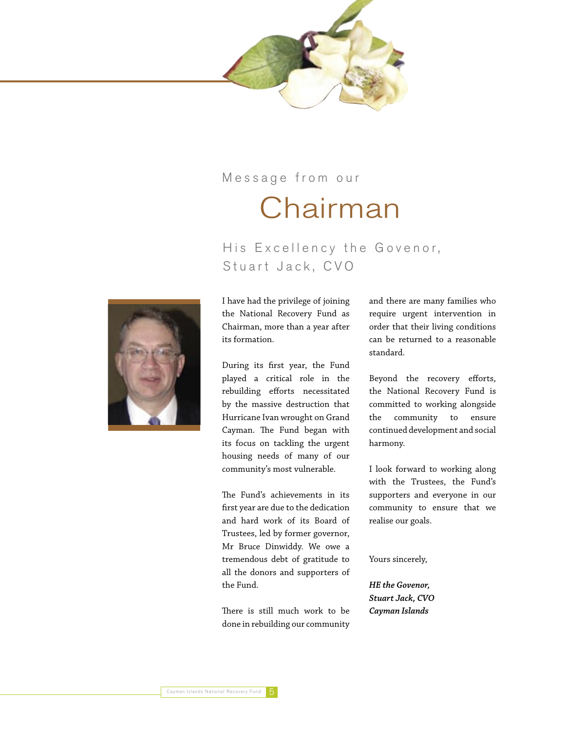Message from our

# Chairman

## His Excellency the Govenor, Stuart Jack, CVO

I have had the privilege of joining the National Recovery Fund as Chairman, more than a year after its formation.

During its first year, the Fund played a critical role in the rebuilding efforts necessitated by the massive destruction that Hurricane Ivan wrought on Grand Cayman. The Fund began with its focus on tackling the urgent housing needs of many of our community's most vulnerable.

The Fund's achievements in its first year are due to the dedication and hard work of its Board of Trustees, led by former governor, Mr Bruce Dinwiddy. We owe a tremendous debt of gratitude to all the donors and supporters of the Fund.

There is still much work to be done in rebuilding our community and there are many families who require urgent intervention in order that their living conditions can be returned to a reasonable standard.

Beyond the recovery efforts, the National Recovery Fund is committed to working alongside the community to ensure continued development and social harmony.

I look forward to working along with the Trustees, the Fund's supporters and everyone in our community to ensure that we realise our goals.

Yours sincerely,

***HE the Govenor,***
***Stuart Jack, CVO***
***Cayman Islands***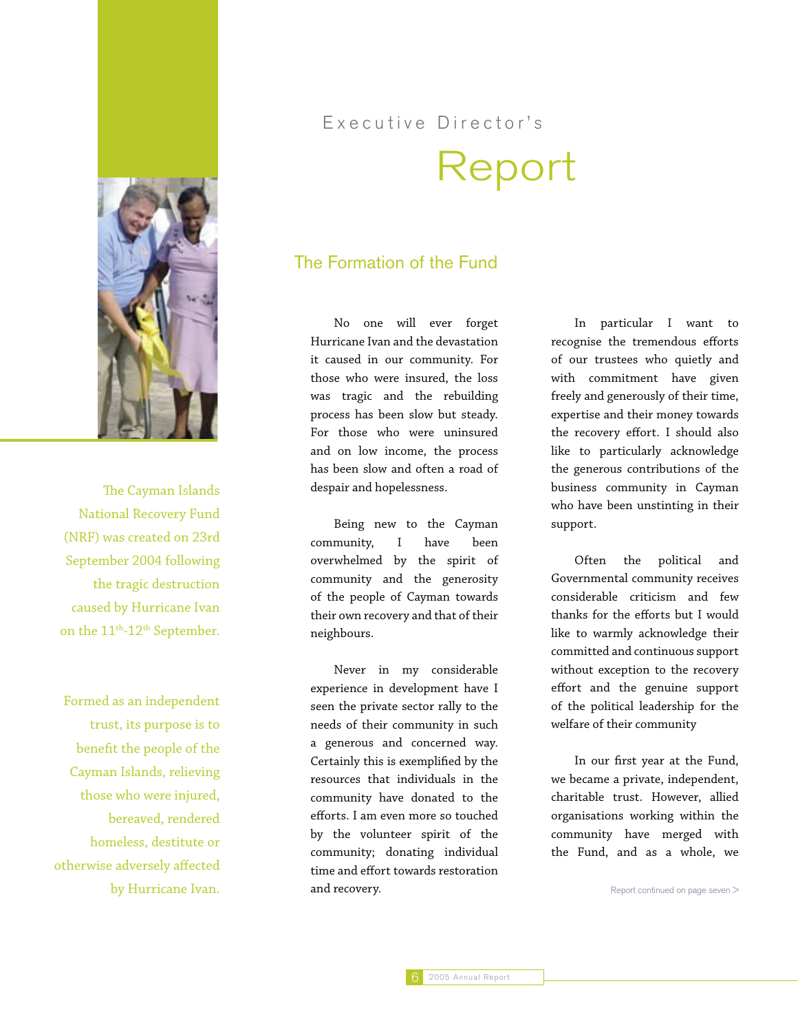# Executive Director's Report

The Cayman Islands National Recovery Fund (NRF) was created on 23rd September 2004 following the tragic destruction caused by Hurricane Ivan on the 11th-12th September.

Formed as an independent trust, its purpose is to benefit the people of the Cayman Islands, relieving those who were injured, bereaved, rendered homeless, destitute or otherwise adversely affected by Hurricane Ivan.

## The Formation of the Fund

No one will ever forget Hurricane Ivan and the devastation it caused in our community. For those who were insured, the loss was tragic and the rebuilding process has been slow but steady. For those who were uninsured and on low income, the process has been slow and often a road of despair and hopelessness.

Being new to the Cayman community, I have been overwhelmed by the spirit of community and the generosity of the people of Cayman towards their own recovery and that of their neighbours.

Never in my considerable experience in development have I seen the private sector rally to the needs of their community in such a generous and concerned way. Certainly this is exemplified by the resources that individuals in the community have donated to the efforts. I am even more so touched by the volunteer spirit of the community; donating individual time and effort towards restoration and recovery.

In particular I want to recognise the tremendous efforts of our trustees who quietly and with commitment have given freely and generously of their time, expertise and their money towards the recovery effort. I should also like to particularly acknowledge the generous contributions of the business community in Cayman who have been unstinting in their support.

Often the political and Governmental community receives considerable criticism and few thanks for the efforts but I would like to warmly acknowledge their committed and continuous support without exception to the recovery effort and the genuine support of the political leadership for the welfare of their community

In our first year at the Fund, we became a private, independent, charitable trust. However, allied organisations working within the community have merged with the Fund, and as a whole, we

Report continued on page seven >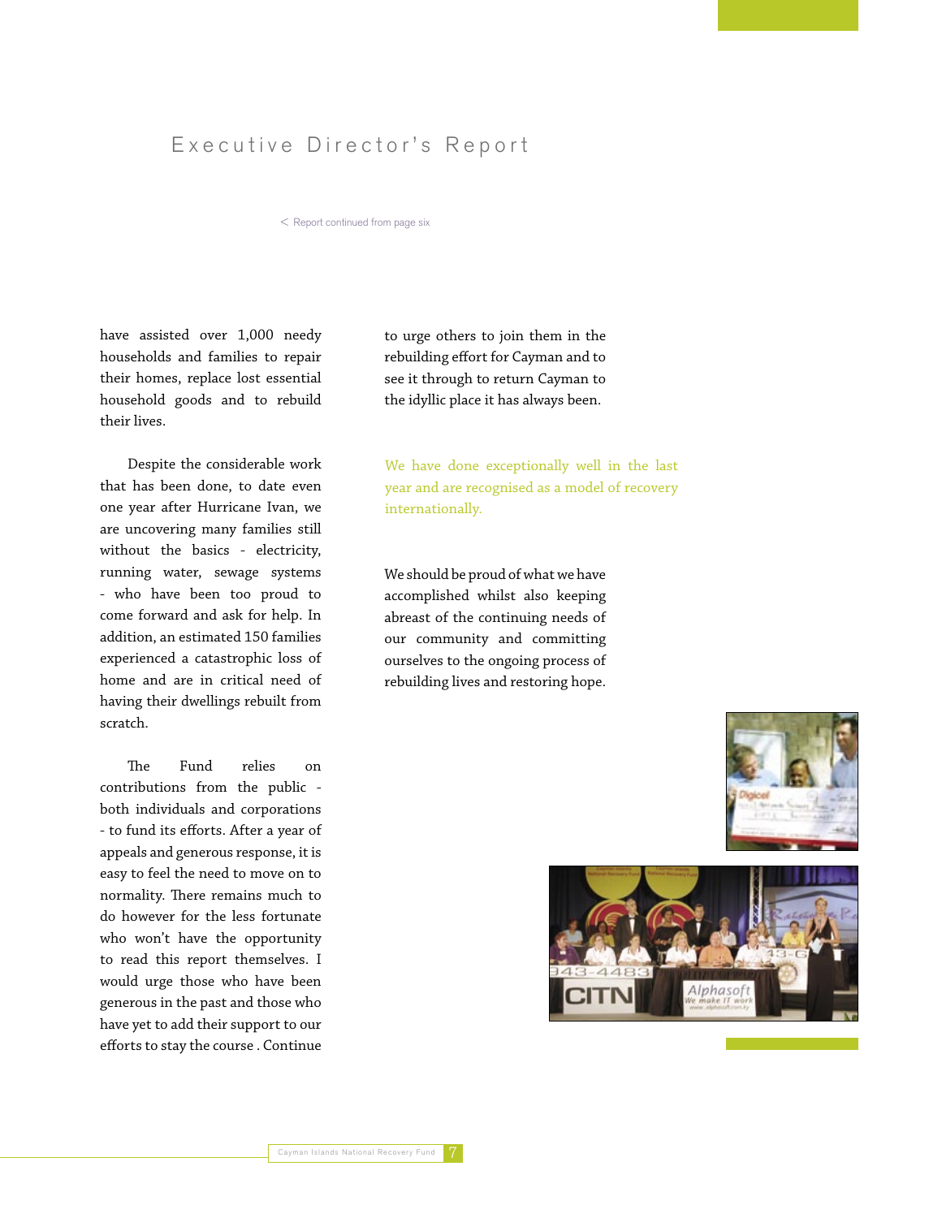# Executive Director's Report

< Report continued from page six

have assisted over 1,000 needy households and families to repair their homes, replace lost essential household goods and to rebuild their lives.

Despite the considerable work that has been done, to date even one year after Hurricane Ivan, we are uncovering many families still without the basics - electricity, running water, sewage systems - who have been too proud to come forward and ask for help. In addition, an estimated 150 families experienced a catastrophic loss of home and are in critical need of having their dwellings rebuilt from scratch.

The Fund relies on contributions from the public - both individuals and corporations - to fund its efforts. After a year of appeals and generous response, it is easy to feel the need to move on to normality. There remains much to do however for the less fortunate who won't have the opportunity to read this report themselves. I would urge those who have been generous in the past and those who have yet to add their support to our efforts to stay the course . Continue to urge others to join them in the rebuilding effort for Cayman and to see it through to return Cayman to the idyllic place it has always been.

We have done exceptionally well in the last year and are recognised as a model of recovery internationally.

We should be proud of what we have accomplished whilst also keeping abreast of the continuing needs of our community and committing ourselves to the ongoing process of rebuilding lives and restoring hope.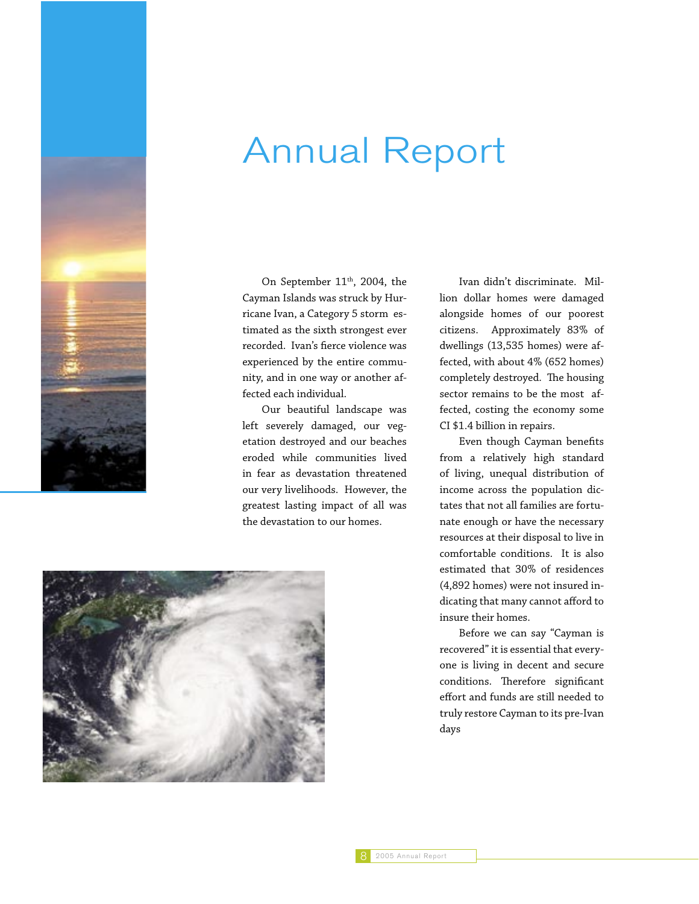# Annual Report

On September 11th, 2004, the Cayman Islands was struck by Hurricane Ivan, a Category 5 storm estimated as the sixth strongest ever recorded. Ivan's fierce violence was experienced by the entire community, and in one way or another affected each individual.

Our beautiful landscape was left severely damaged, our vegetation destroyed and our beaches eroded while communities lived in fear as devastation threatened our very livelihoods. However, the greatest lasting impact of all was the devastation to our homes.

Ivan didn't discriminate. Million dollar homes were damaged alongside homes of our poorest citizens. Approximately 83% of dwellings (13,535 homes) were affected, with about 4% (652 homes) completely destroyed. The housing sector remains to be the most affected, costing the economy some CI $1.4 billion in repairs.

Even though Cayman benefits from a relatively high standard of living, unequal distribution of income across the population dictates that not all families are fortunate enough or have the necessary resources at their disposal to live in comfortable conditions. It is also estimated that 30% of residences (4,892 homes) were not insured indicating that many cannot afford to insure their homes.

Before we can say "Cayman is recovered" it is essential that everyone is living in decent and secure conditions. Therefore significant effort and funds are still needed to truly restore Cayman to its pre-Ivan days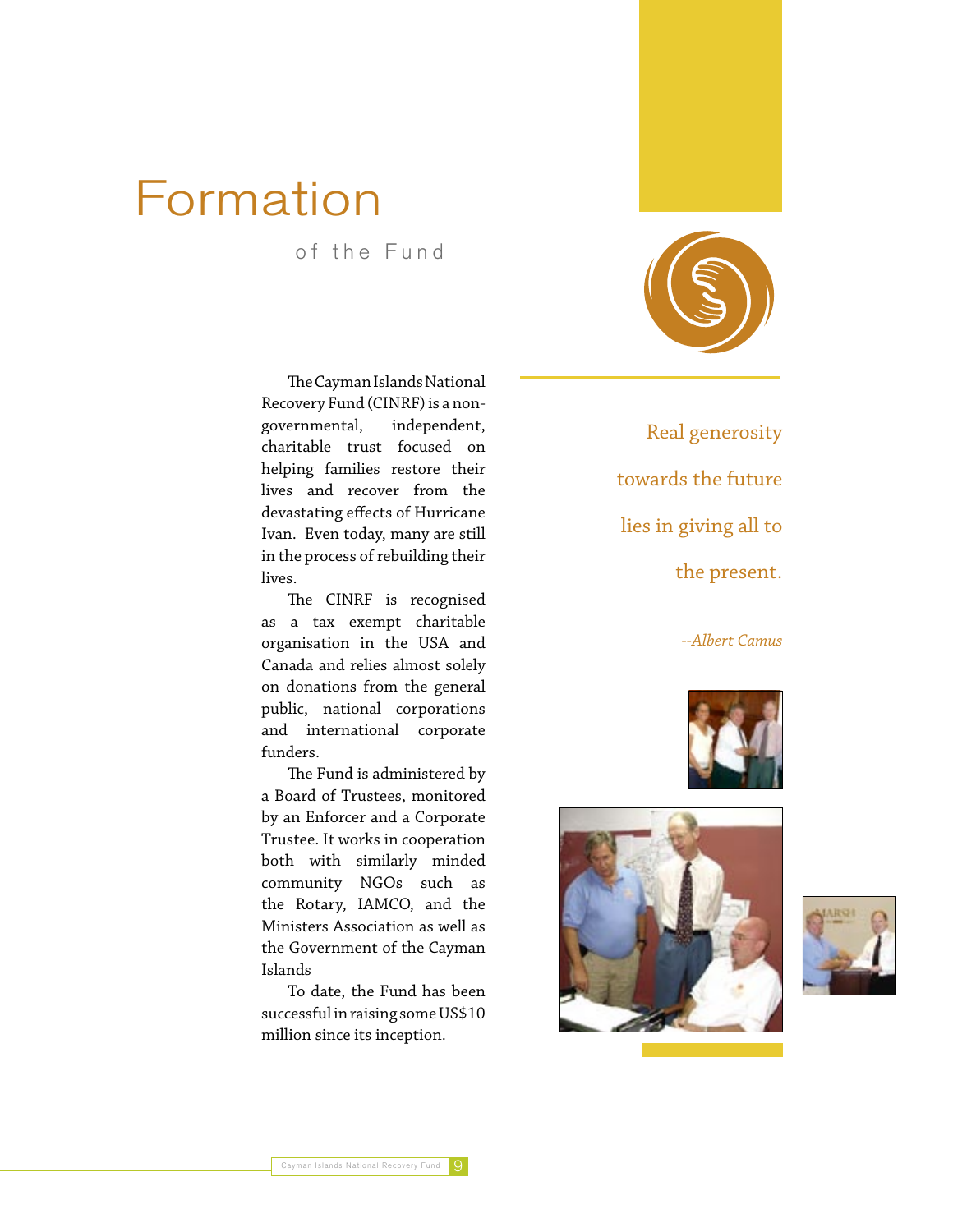# Formation

## of the Fund

The Cayman Islands National Recovery Fund (CINRF) is a non-governmental, independent, charitable trust focused on helping families restore their lives and recover from the devastating effects of Hurricane Ivan. Even today, many are still in the process of rebuilding their lives.

The CINRF is recognised as a tax exempt charitable organisation in the USA and Canada and relies almost solely on donations from the general public, national corporations and international corporate funders.

The Fund is administered by a Board of Trustees, monitored by an Enforcer and a Corporate Trustee. It works in cooperation both with similarly minded community NGOs such as the Rotary, IAMCO, and the Ministers Association as well as the Government of the Cayman Islands

To date, the Fund has been successful in raising some US$10 million since its inception.

Real generosity towards the future lies in giving all to the present.

*--Albert Camus*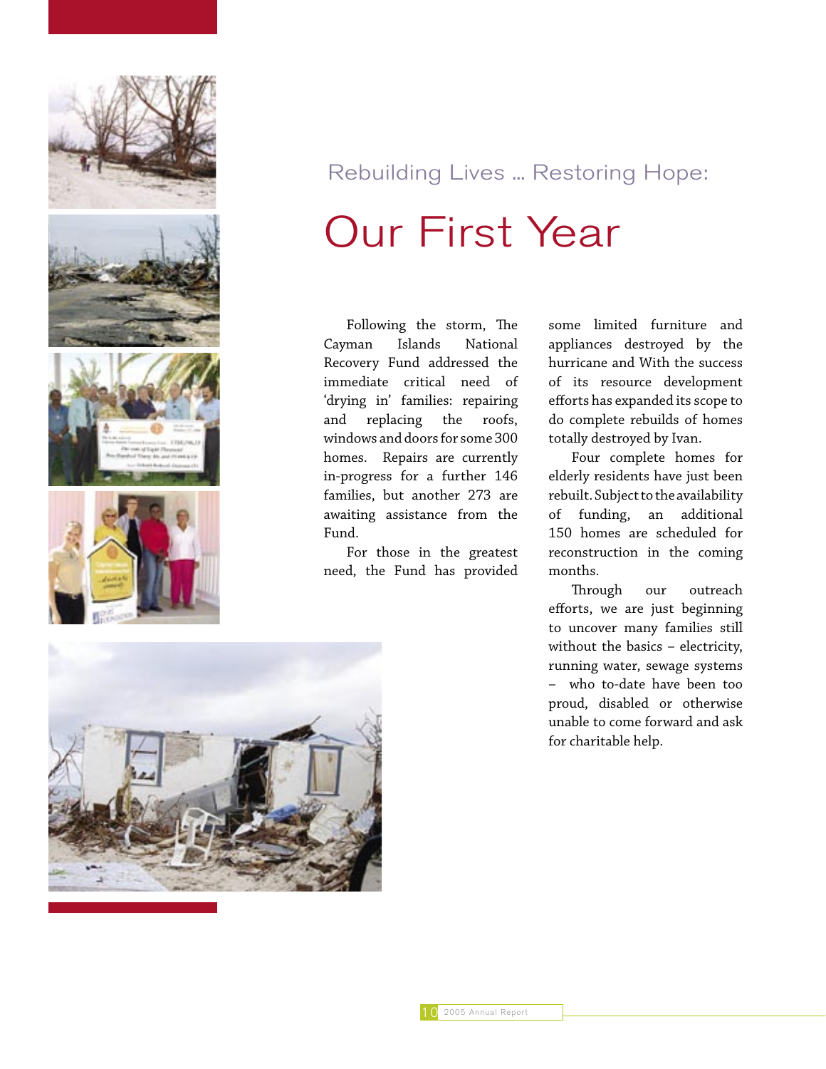## Rebuilding Lives ... Restoring Hope:

# Our First Year

Following the storm, The Cayman Islands National Recovery Fund addressed the immediate critical need of 'drying in' families: repairing and replacing the roofs, windows and doors for some 300 homes. Repairs are currently in-progress for a further 146 families, but another 273 are awaiting assistance from the Fund.

For those in the greatest need, the Fund has provided some limited furniture and appliances destroyed by the hurricane and With the success of its resource development efforts has expanded its scope to do complete rebuilds of homes totally destroyed by Ivan.

Four complete homes for elderly residents have just been rebuilt. Subject to the availability of funding, an additional 150 homes are scheduled for reconstruction in the coming months.

Through our outreach efforts, we are just beginning to uncover many families still without the basics – electricity, running water, sewage systems – who to-date have been too proud, disabled or otherwise unable to come forward and ask for charitable help.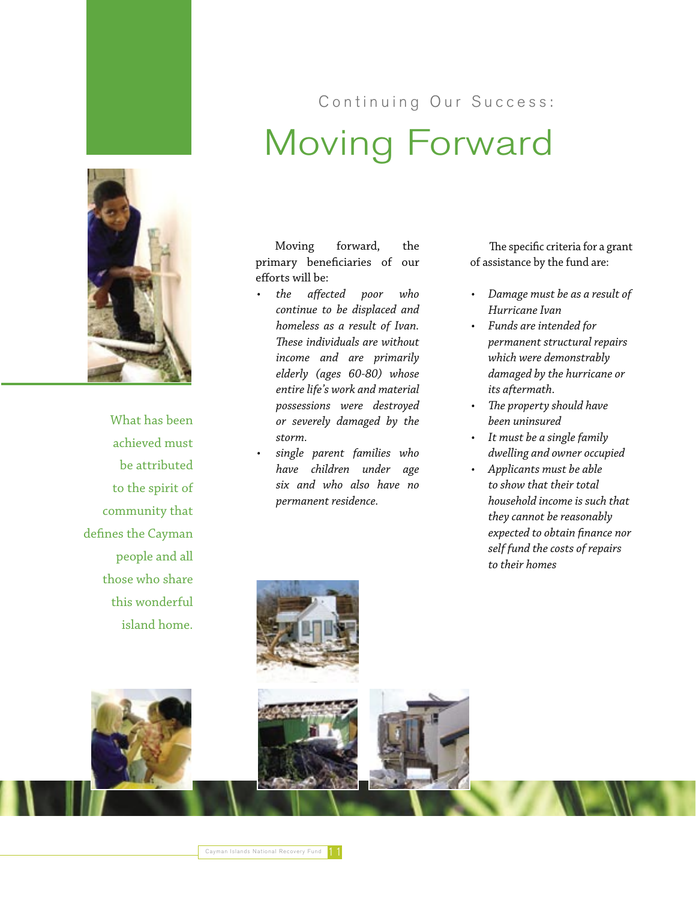## Continuing Our Success:

# Moving Forward

What has been achieved must be attributed to the spirit of community that defines the Cayman people and all those who share this wonderful island home.

Moving forward, the primary beneficiaries of our efforts will be:

- *the affected poor who continue to be displaced and homeless as a result of Ivan. These individuals are without income and are primarily elderly (ages 60-80) whose entire life's work and material possessions were destroyed or severely damaged by the storm.*
- *single parent families who have children under age six and who also have no permanent residence.*

The specific criteria for a grant of assistance by the fund are:

- *Damage must be as a result of Hurricane Ivan*
- *Funds are intended for permanent structural repairs which were demonstrably damaged by the hurricane or its aftermath.*
- *The property should have been uninsured*
- *It must be a single family dwelling and owner occupied*
- *Applicants must be able to show that their total household income is such that they cannot be reasonably expected to obtain finance nor self fund the costs of repairs to their homes*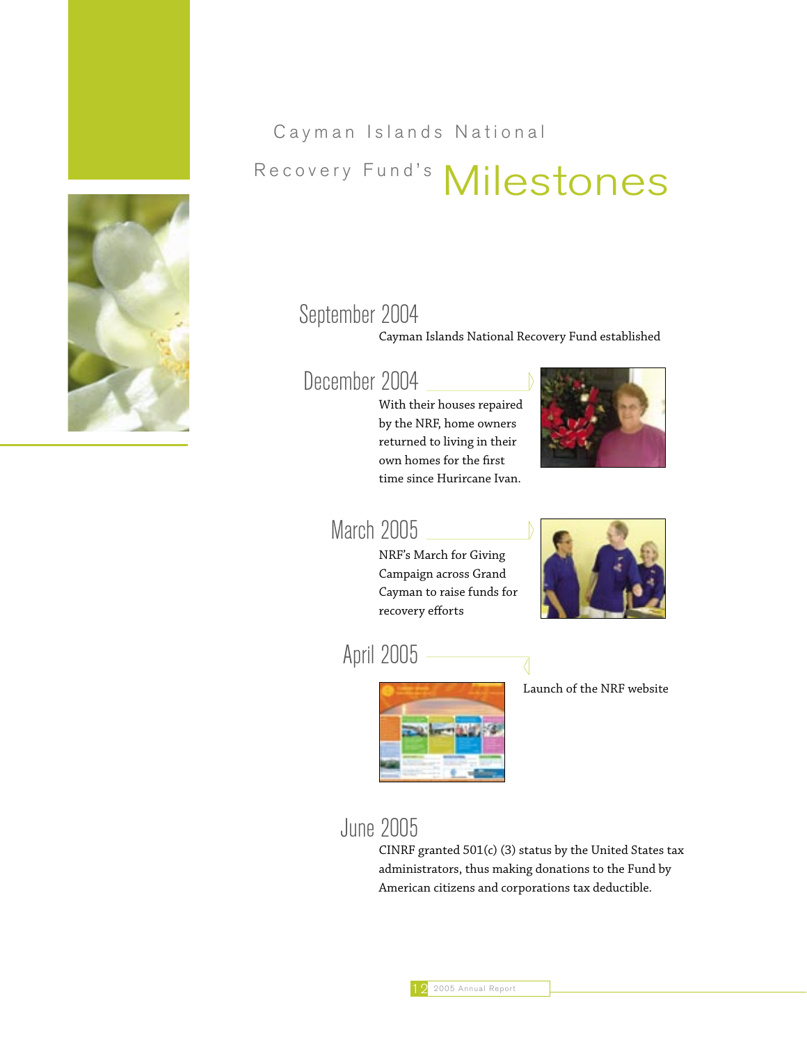# Cayman Islands National Recovery Fund's Milestones

## September 2004

Cayman Islands National Recovery Fund established

## December 2004

With their houses repaired by the NRF, home owners returned to living in their own homes for the first time since Hurircane Ivan.

## March 2005

NRF's March for Giving Campaign across Grand Cayman to raise funds for recovery efforts

## April 2005

Launch of the NRF website

## June 2005

CINRF granted 501(c) (3) status by the United States tax administrators, thus making donations to the Fund by American citizens and corporations tax deductible.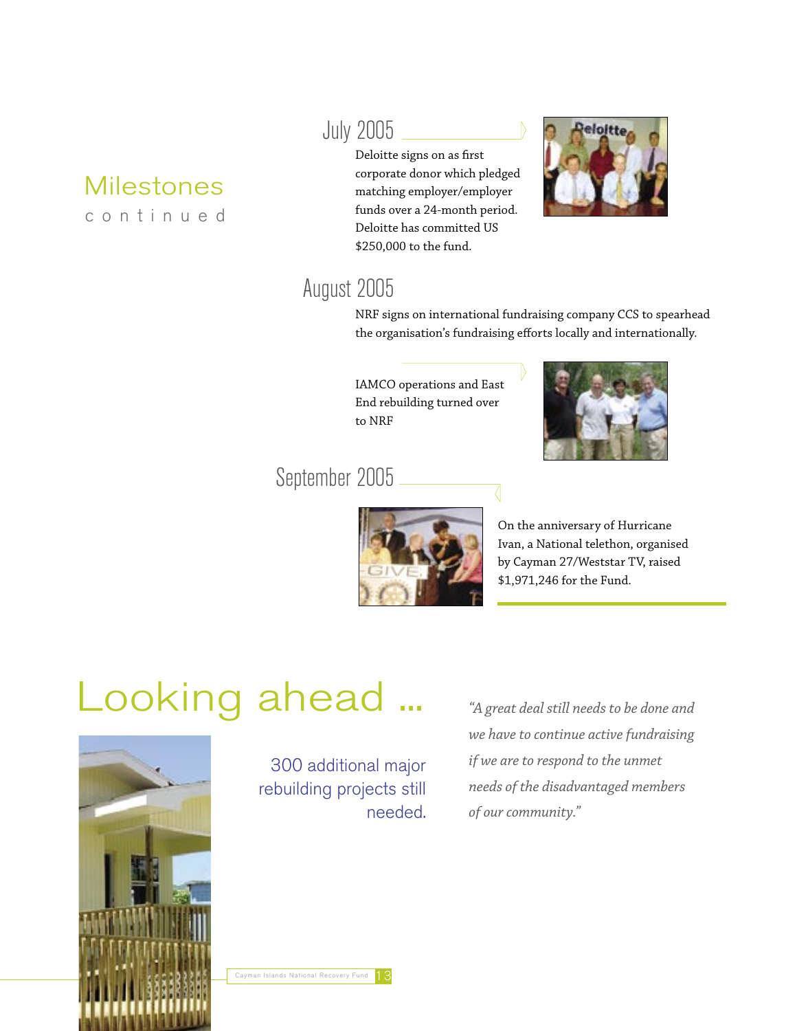## Milestones continued

### July 2005

Deloitte signs on as first corporate donor which pledged matching employer/employer funds over a 24-month period. Deloitte has committed US $250,000 to the fund.

### August 2005

NRF signs on international fundraising company CCS to spearhead the organisation's fundraising efforts locally and internationally.

IAMCO operations and East End rebuilding turned over to NRF

### September 2005

On the anniversary of Hurricane Ivan, a National telethon, organised by Cayman 27/Weststar TV, raised $1,971,246 for the Fund.

# Looking ahead ...

300 additional major rebuilding projects still needed.

*"A great deal still needs to be done and we have to continue active fundraising if we are to respond to the unmet needs of the disadvantaged members of our community."*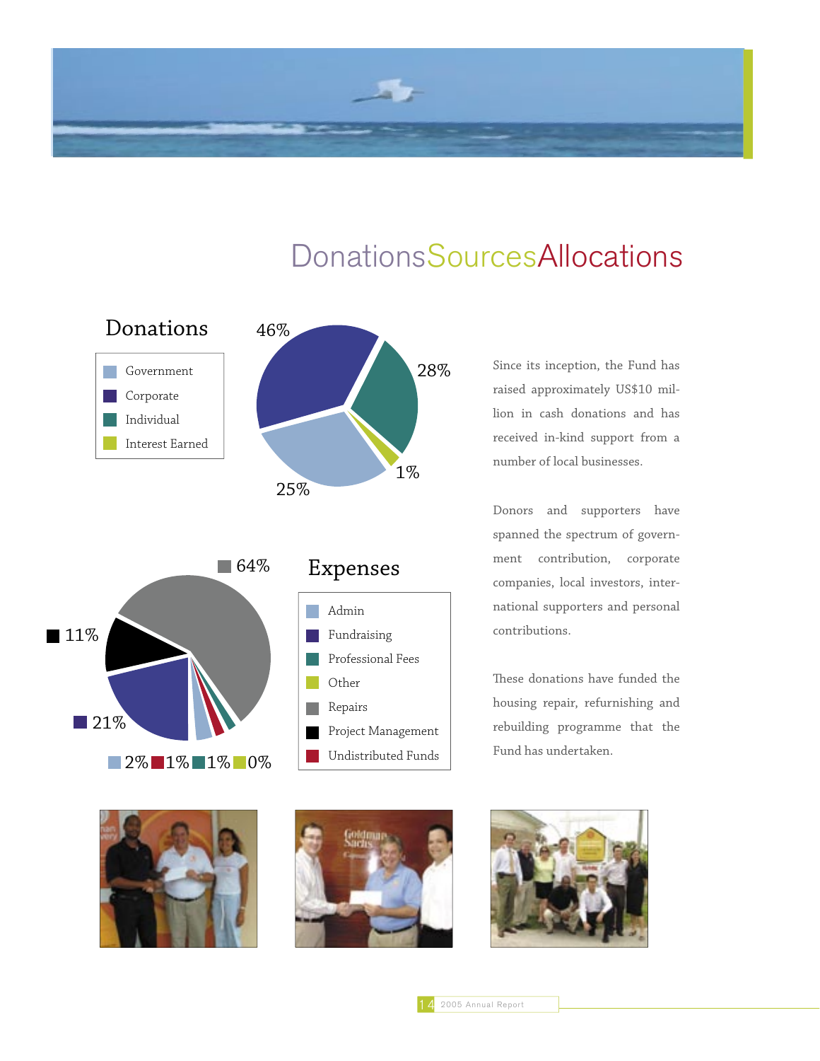# DonationsSourcesAllocations

## Donations

- Government
- Corporate
- Individual
- Interest Earned

46% 28% 1% 25%

## Expenses

- Admin
- Fundraising
- Professional Fees
- Other
- Repairs
- Project Management
- Undistributed Funds

64% 11% 21% 2% 1% 1% 0%

Since its inception, the Fund has raised approximately US$10 million in cash donations and has received in-kind support from a number of local businesses.

Donors and supporters have spanned the spectrum of government contribution, corporate companies, local investors, international supporters and personal contributions.

These donations have funded the housing repair, refurnishing and rebuilding programme that the Fund has undertaken.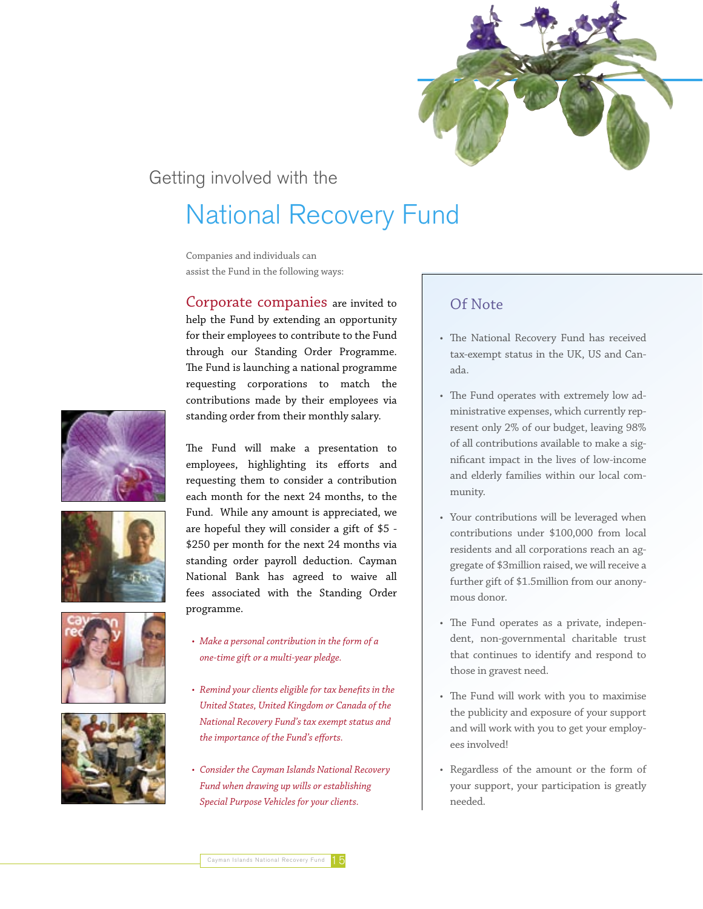Getting involved with the

# National Recovery Fund

Companies and individuals can assist the Fund in the following ways:

**Corporate companies** are invited to help the Fund by extending an opportunity for their employees to contribute to the Fund through our Standing Order Programme. The Fund is launching a national programme requesting corporations to match the contributions made by their employees via standing order from their monthly salary.

The Fund will make a presentation to employees, highlighting its efforts and requesting them to consider a contribution each month for the next 24 months, to the Fund. While any amount is appreciated, we are hopeful they will consider a gift of $5 - $250 per month for the next 24 months via standing order payroll deduction. Cayman National Bank has agreed to waive all fees associated with the Standing Order programme.

- *Make a personal contribution in the form of a one-time gift or a multi-year pledge.*
- *Remind your clients eligible for tax benefits in the United States, United Kingdom or Canada of the National Recovery Fund's tax exempt status and the importance of the Fund's efforts.*
- *Consider the Cayman Islands National Recovery Fund when drawing up wills or establishing Special Purpose Vehicles for your clients.*

## Of Note

- The National Recovery Fund has received tax-exempt status in the UK, US and Canada.
- The Fund operates with extremely low administrative expenses, which currently represent only 2% of our budget, leaving 98% of all contributions available to make a significant impact in the lives of low-income and elderly families within our local community.
- Your contributions will be leveraged when contributions under $100,000 from local residents and all corporations reach an aggregate of $3million raised, we will receive a further gift of $1.5million from our anonymous donor.
- The Fund operates as a private, independent, non-governmental charitable trust that continues to identify and respond to those in gravest need.
- The Fund will work with you to maximise the publicity and exposure of your support and will work with you to get your employees involved!
- Regardless of the amount or the form of your support, your participation is greatly needed.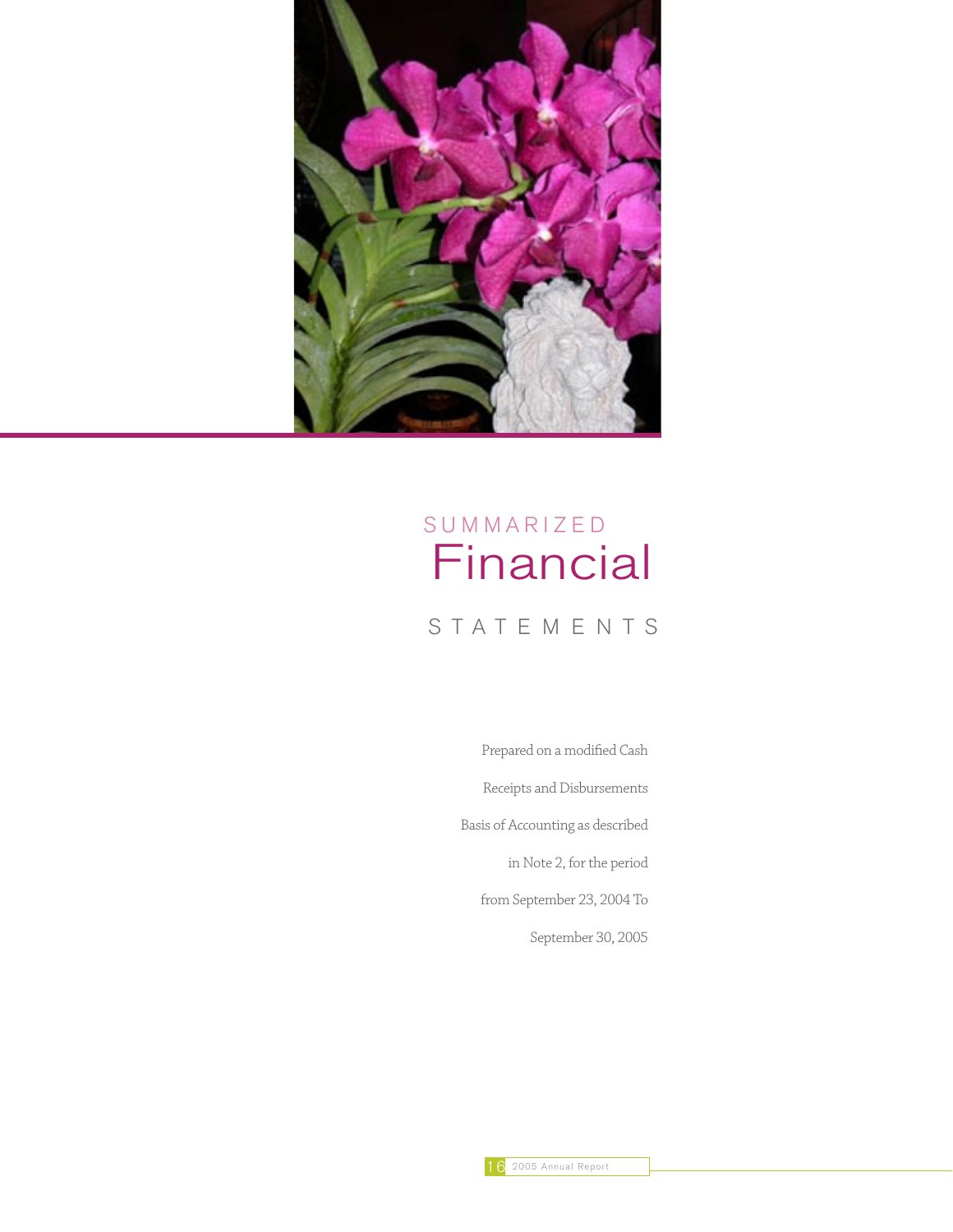# SUMMARIZED Financial STATEMENTS

Prepared on a modified Cash Receipts and Disbursements Basis of Accounting as described in Note 2, for the period from September 23, 2004 To September 30, 2005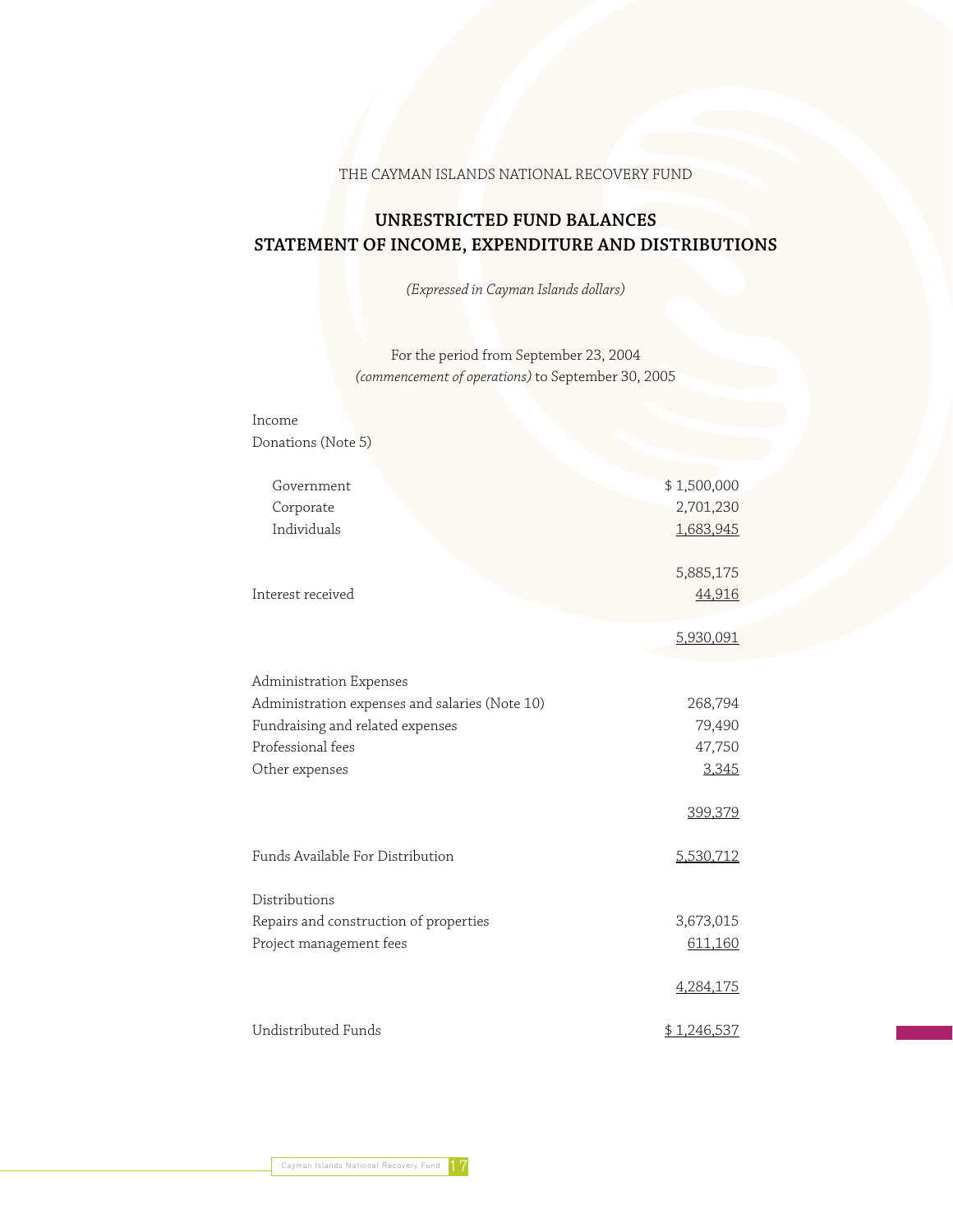THE CAYMAN ISLANDS NATIONAL RECOVERY FUND

## UNRESTRICTED FUND BALANCES
## STATEMENT OF INCOME, EXPENDITURE AND DISTRIBUTIONS

*(Expressed in Cayman Islands dollars)*

For the period from September 23, 2004
*(commencement of operations)* to September 30, 2005

| | |
|---|---|
| Income | |
| Donations (Note 5) | |
| Government | $ 1,500,000 |
| Corporate | 2,701,230 |
| Individuals | 1,683,945 |
| | 5,885,175 |
| Interest received | 44,916 |
| | 5,930,091 |
| Administration Expenses | |
| Administration expenses and salaries (Note 10) | 268,794 |
| Fundraising and related expenses | 79,490 |
| Professional fees | 47,750 |
| Other expenses | 3,345 |
| | 399,379 |
| Funds Available For Distribution | 5,530,712 |
| Distributions | |
| Repairs and construction of properties | 3,673,015 |
| Project management fees | 611,160 |
| | 4,284,175 |
| Undistributed Funds | $ 1,246,537 |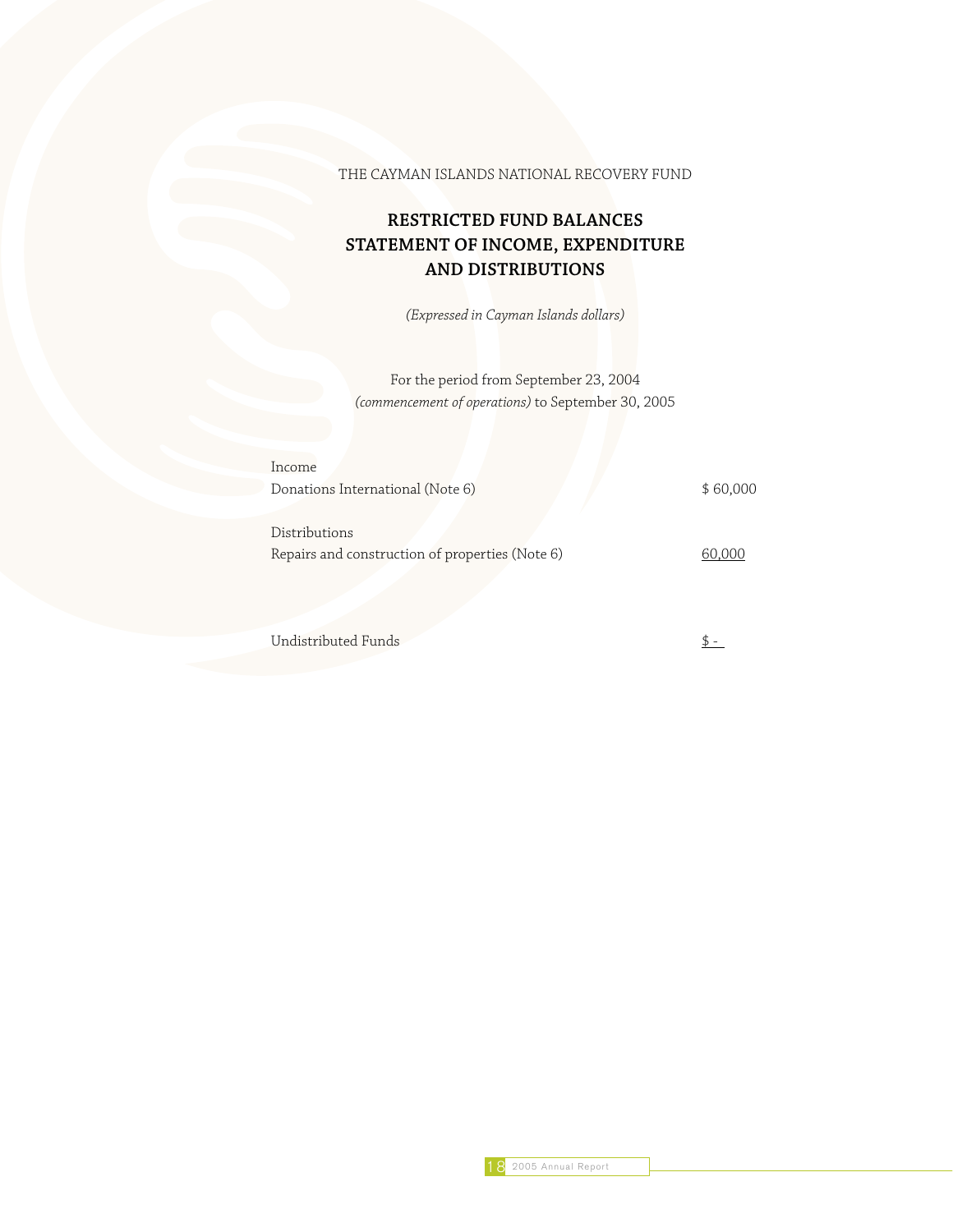THE CAYMAN ISLANDS NATIONAL RECOVERY FUND

# RESTRICTED FUND BALANCES
# STATEMENT OF INCOME, EXPENDITURE AND DISTRIBUTIONS

*(Expressed in Cayman Islands dollars)*

For the period from September 23, 2004
*(commencement of operations)* to September 30, 2005

| | |
|---|---|
| Income | |
| Donations International (Note 6) | $ 60,000 |
| | |
| Distributions | |
| Repairs and construction of properties (Note 6) | 60,000 |
| | |
| Undistributed Funds | $ - |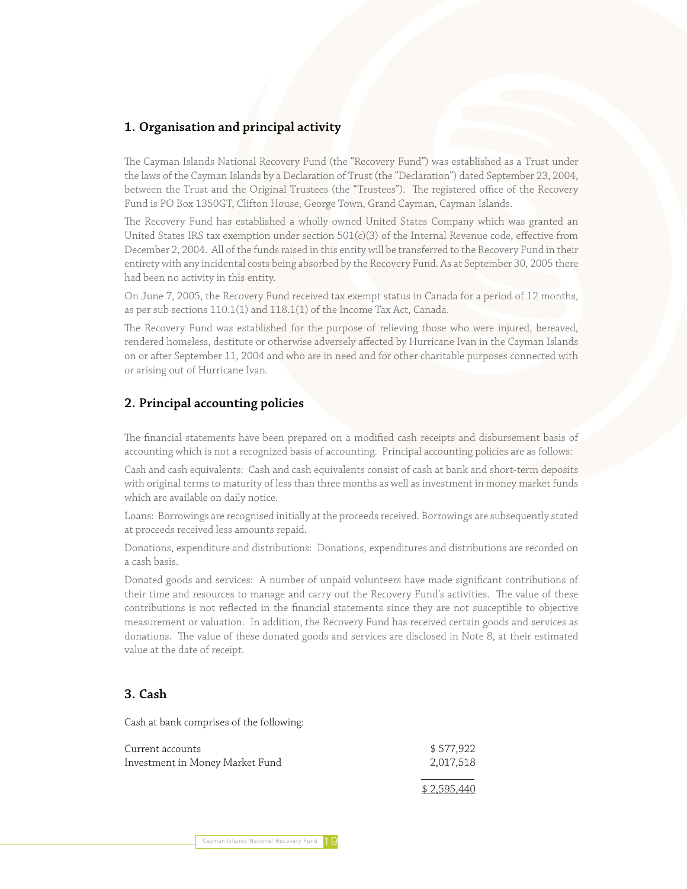## 1. Organisation and principal activity

The Cayman Islands National Recovery Fund (the "Recovery Fund") was established as a Trust under the laws of the Cayman Islands by a Declaration of Trust (the "Declaration") dated September 23, 2004, between the Trust and the Original Trustees (the "Trustees"). The registered office of the Recovery Fund is PO Box 1350GT, Clifton House, George Town, Grand Cayman, Cayman Islands.

The Recovery Fund has established a wholly owned United States Company which was granted an United States IRS tax exemption under section 501(c)(3) of the Internal Revenue code, effective from December 2, 2004. All of the funds raised in this entity will be transferred to the Recovery Fund in their entirety with any incidental costs being absorbed by the Recovery Fund. As at September 30, 2005 there had been no activity in this entity.

On June 7, 2005, the Recovery Fund received tax exempt status in Canada for a period of 12 months, as per sub sections 110.1(1) and 118.1(1) of the Income Tax Act, Canada.

The Recovery Fund was established for the purpose of relieving those who were injured, bereaved, rendered homeless, destitute or otherwise adversely affected by Hurricane Ivan in the Cayman Islands on or after September 11, 2004 and who are in need and for other charitable purposes connected with or arising out of Hurricane Ivan.

## 2. Principal accounting policies

The financial statements have been prepared on a modified cash receipts and disbursement basis of accounting which is not a recognized basis of accounting. Principal accounting policies are as follows:

Cash and cash equivalents: Cash and cash equivalents consist of cash at bank and short-term deposits with original terms to maturity of less than three months as well as investment in money market funds which are available on daily notice.

Loans: Borrowings are recognised initially at the proceeds received. Borrowings are subsequently stated at proceeds received less amounts repaid.

Donations, expenditure and distributions: Donations, expenditures and distributions are recorded on a cash basis.

Donated goods and services: A number of unpaid volunteers have made significant contributions of their time and resources to manage and carry out the Recovery Fund's activities. The value of these contributions is not reflected in the financial statements since they are not susceptible to objective measurement or valuation. In addition, the Recovery Fund has received certain goods and services as donations. The value of these donated goods and services are disclosed in Note 8, at their estimated value at the date of receipt.

## 3. Cash

Cash at bank comprises of the following:

| | |
|---|---|
| Current accounts | $ 577,922 |
| Investment in Money Market Fund | 2,017,518 |
| | $ 2,595,440 |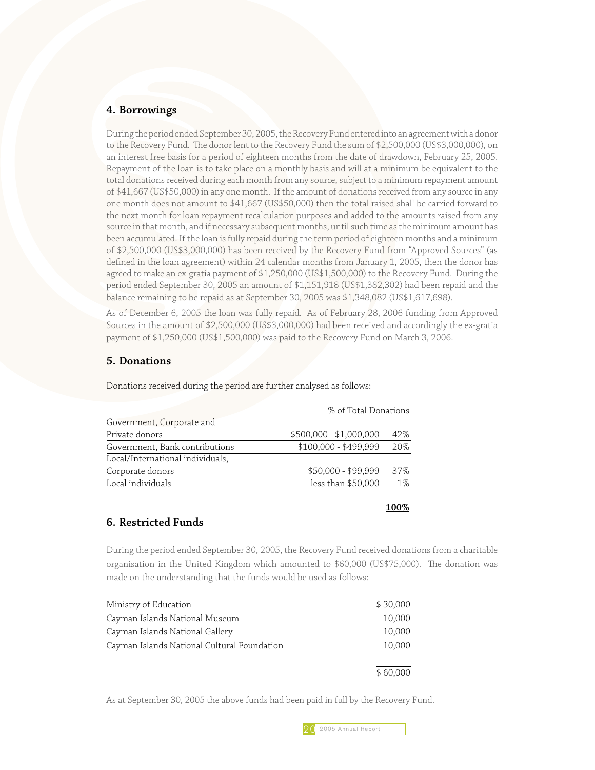## 4. Borrowings

During the period ended September 30, 2005, the Recovery Fund entered into an agreement with a donor to the Recovery Fund. The donor lent to the Recovery Fund the sum of $2,500,000 (US$3,000,000), on an interest free basis for a period of eighteen months from the date of drawdown, February 25, 2005. Repayment of the loan is to take place on a monthly basis and will at a minimum be equivalent to the total donations received during each month from any source, subject to a minimum repayment amount of $41,667 (US$50,000) in any one month. If the amount of donations received from any source in any one month does not amount to $41,667 (US$50,000) then the total raised shall be carried forward to the next month for loan repayment recalculation purposes and added to the amounts raised from any source in that month, and if necessary subsequent months, until such time as the minimum amount has been accumulated. If the loan is fully repaid during the term period of eighteen months and a minimum of $2,500,000 (US$3,000,000) has been received by the Recovery Fund from "Approved Sources" (as defined in the loan agreement) within 24 calendar months from January 1, 2005, then the donor has agreed to make an ex-gratia payment of $1,250,000 (US$1,500,000) to the Recovery Fund. During the period ended September 30, 2005 an amount of $1,151,918 (US$1,382,302) had been repaid and the balance remaining to be repaid as at September 30, 2005 was $1,348,082 (US$1,617,698).

As of December 6, 2005 the loan was fully repaid. As of February 28, 2006 funding from Approved Sources in the amount of $2,500,000 (US$3,000,000) had been received and accordingly the ex-gratia payment of $1,250,000 (US$1,500,000) was paid to the Recovery Fund on March 3, 2006.

## 5. Donations

Donations received during the period are further analysed as follows:

| | | % of Total Donations |
|---|---|---|
| Government, Corporate and Private donors | $500,000 - $1,000,000 | 42% |
| Government, Bank contributions | $100,000 - $499,999 | 20% |
| Local/International individuals, Corporate donors | $50,000 - $99,999 | 37% |
| Local individuals | less than $50,000 | 1% |
| | | **100%** |

## 6. Restricted Funds

During the period ended September 30, 2005, the Recovery Fund received donations from a charitable organisation in the United Kingdom which amounted to $60,000 (US$75,000). The donation was made on the understanding that the funds would be used as follows:

| | |
|---|---|
| Ministry of Education | $ 30,000 |
| Cayman Islands National Museum | 10,000 |
| Cayman Islands National Gallery | 10,000 |
| Cayman Islands National Cultural Foundation | 10,000 |
| | $ 60,000 |

As at September 30, 2005 the above funds had been paid in full by the Recovery Fund.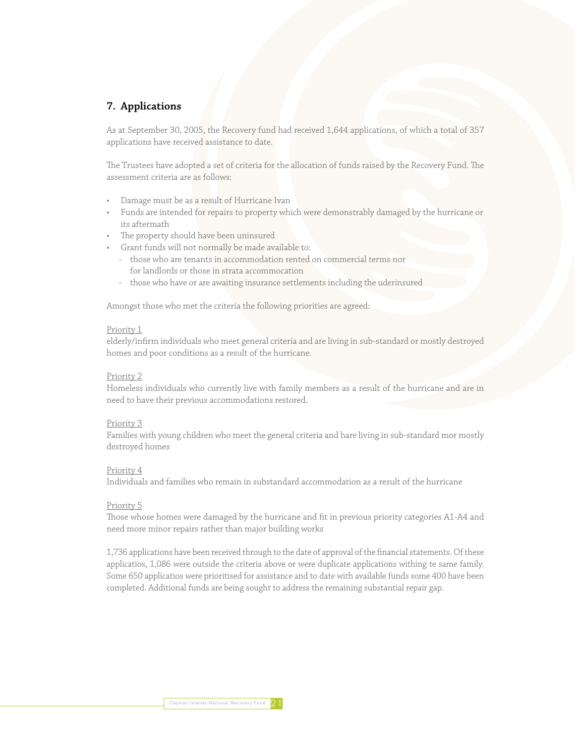## 7. Applications

As at September 30, 2005, the Recovery fund had received 1,644 applications, of which a total of 357 applications have received assistance to date.

The Trustees have adopted a set of criteria for the allocation of funds raised by the Recovery Fund. The assessment criteria are as follows:

- Damage must be as a result of Hurricane Ivan
- Funds are intended for repairs to property which were demonstrably damaged by the hurricane or its aftermath
- The property should have been uninsured
- Grant funds will not normally be made available to:
  - those who are tenants in accommodation rented on commercial terms nor for landlords or those in strata accommocation
  - those who have or are awaiting insurance settlements including the uderinsured

Amongst those who met the criteria the following priorities are agreed:

<u>Priority 1</u>
elderly/infirm individuals who meet general criteria and are living in sub-standard or mostly destroyed homes and poor conditions as a result of the hurricane.

<u>Priority 2</u>
Homeless individuals who currently live with family members as a result of the hurricane and are in need to have their previous accommodations restored.

<u>Priority 3</u>
Families with young children who meet the general criteria and hare living in sub-standard mor mostly destroyed homes

<u>Priority 4</u>
Individuals and families who remain in substandard accommodation as a result of the hurricane

<u>Priority 5</u>
Those whose homes were damaged by the hurricane and fit in previous priority categories A1-A4 and need more minor repairs rather than major building works

1,736 applications have been received through to the date of approval of the financial statements. Of these applicatios, 1,086 were outside the criteria above or were duplicate applications withing te same family. Some 650 applicatios were prioritised for assistance and to date with available funds some 400 have been completed. Additional funds are being sought to address the remaining substantial repair gap.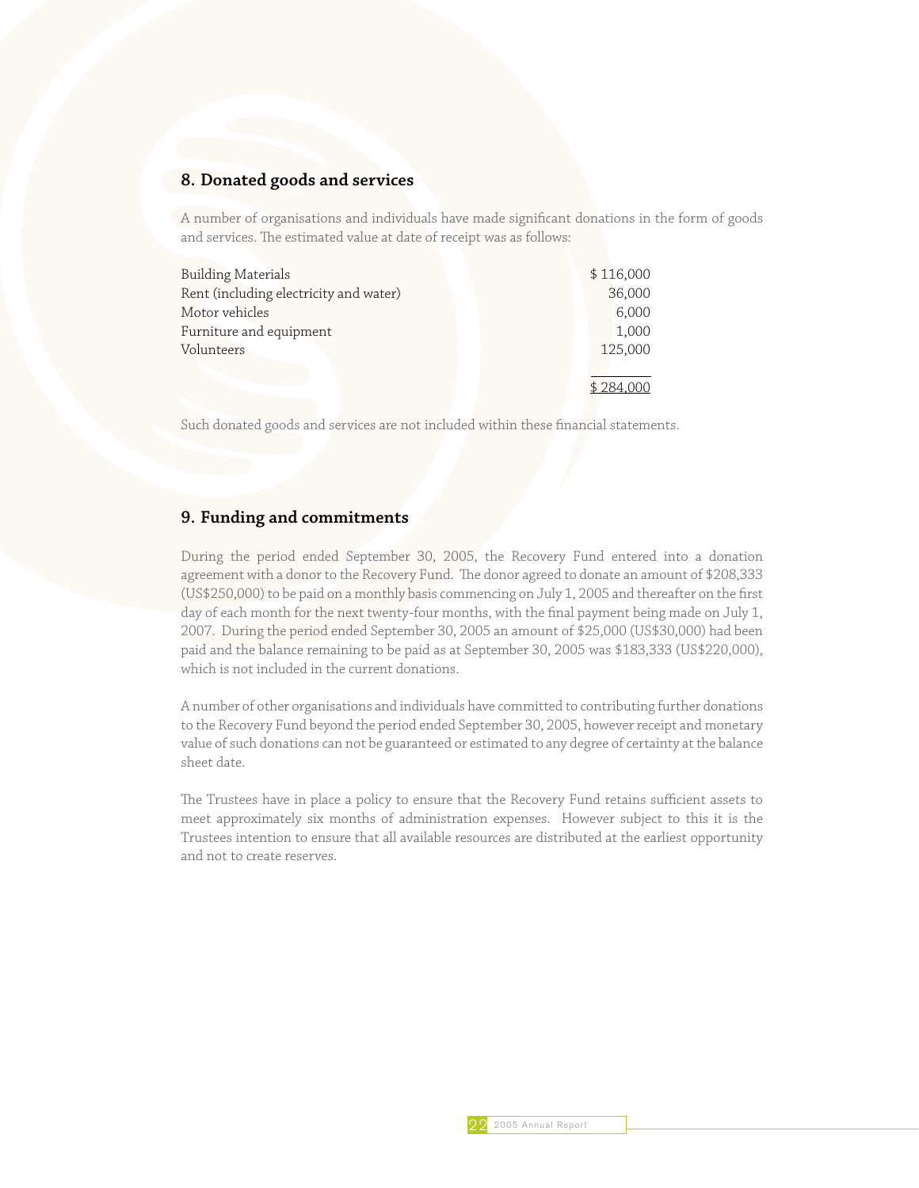## 8. Donated goods and services

A number of organisations and individuals have made significant donations in the form of goods and services. The estimated value at date of receipt was as follows:

| | |
|---|---|
| Building Materials | $ 116,000 |
| Rent (including electricity and water) | 36,000 |
| Motor vehicles | 6,000 |
| Furniture and equipment | 1,000 |
| Volunteers | 125,000 |
| | $ 284,000 |

Such donated goods and services are not included within these financial statements.

## 9. Funding and commitments

During the period ended September 30, 2005, the Recovery Fund entered into a donation agreement with a donor to the Recovery Fund. The donor agreed to donate an amount of $208,333 (US$250,000) to be paid on a monthly basis commencing on July 1, 2005 and thereafter on the first day of each month for the next twenty-four months, with the final payment being made on July 1, 2007. During the period ended September 30, 2005 an amount of $25,000 (US$30,000) had been paid and the balance remaining to be paid as at September 30, 2005 was $183,333 (US$220,000), which is not included in the current donations.

A number of other organisations and individuals have committed to contributing further donations to the Recovery Fund beyond the period ended September 30, 2005, however receipt and monetary value of such donations can not be guaranteed or estimated to any degree of certainty at the balance sheet date.

The Trustees have in place a policy to ensure that the Recovery Fund retains sufficient assets to meet approximately six months of administration expenses. However subject to this it is the Trustees intention to ensure that all available resources are distributed at the earliest opportunity and not to create reserves.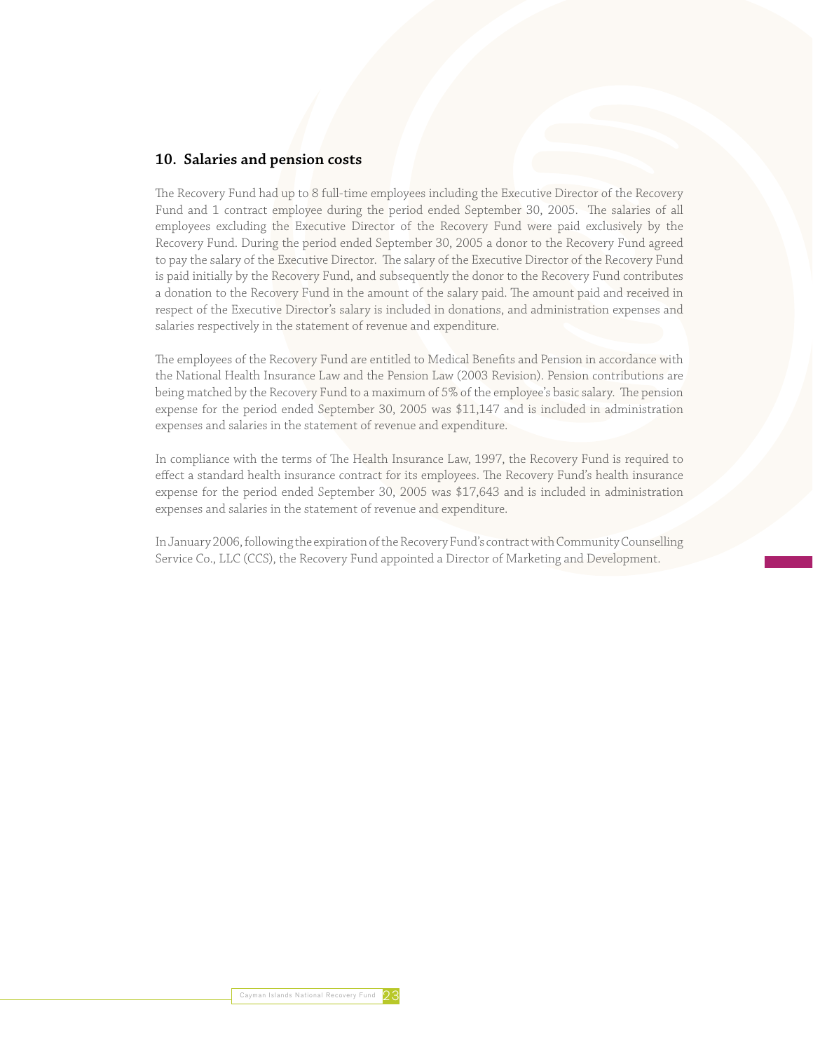## 10. Salaries and pension costs

The Recovery Fund had up to 8 full-time employees including the Executive Director of the Recovery Fund and 1 contract employee during the period ended September 30, 2005. The salaries of all employees excluding the Executive Director of the Recovery Fund were paid exclusively by the Recovery Fund. During the period ended September 30, 2005 a donor to the Recovery Fund agreed to pay the salary of the Executive Director. The salary of the Executive Director of the Recovery Fund is paid initially by the Recovery Fund, and subsequently the donor to the Recovery Fund contributes a donation to the Recovery Fund in the amount of the salary paid. The amount paid and received in respect of the Executive Director's salary is included in donations, and administration expenses and salaries respectively in the statement of revenue and expenditure.

The employees of the Recovery Fund are entitled to Medical Benefits and Pension in accordance with the National Health Insurance Law and the Pension Law (2003 Revision). Pension contributions are being matched by the Recovery Fund to a maximum of 5% of the employee's basic salary. The pension expense for the period ended September 30, 2005 was $11,147 and is included in administration expenses and salaries in the statement of revenue and expenditure.

In compliance with the terms of The Health Insurance Law, 1997, the Recovery Fund is required to effect a standard health insurance contract for its employees. The Recovery Fund's health insurance expense for the period ended September 30, 2005 was $17,643 and is included in administration expenses and salaries in the statement of revenue and expenditure.

In January 2006, following the expiration of the Recovery Fund's contract with Community Counselling Service Co., LLC (CCS), the Recovery Fund appointed a Director of Marketing and Development.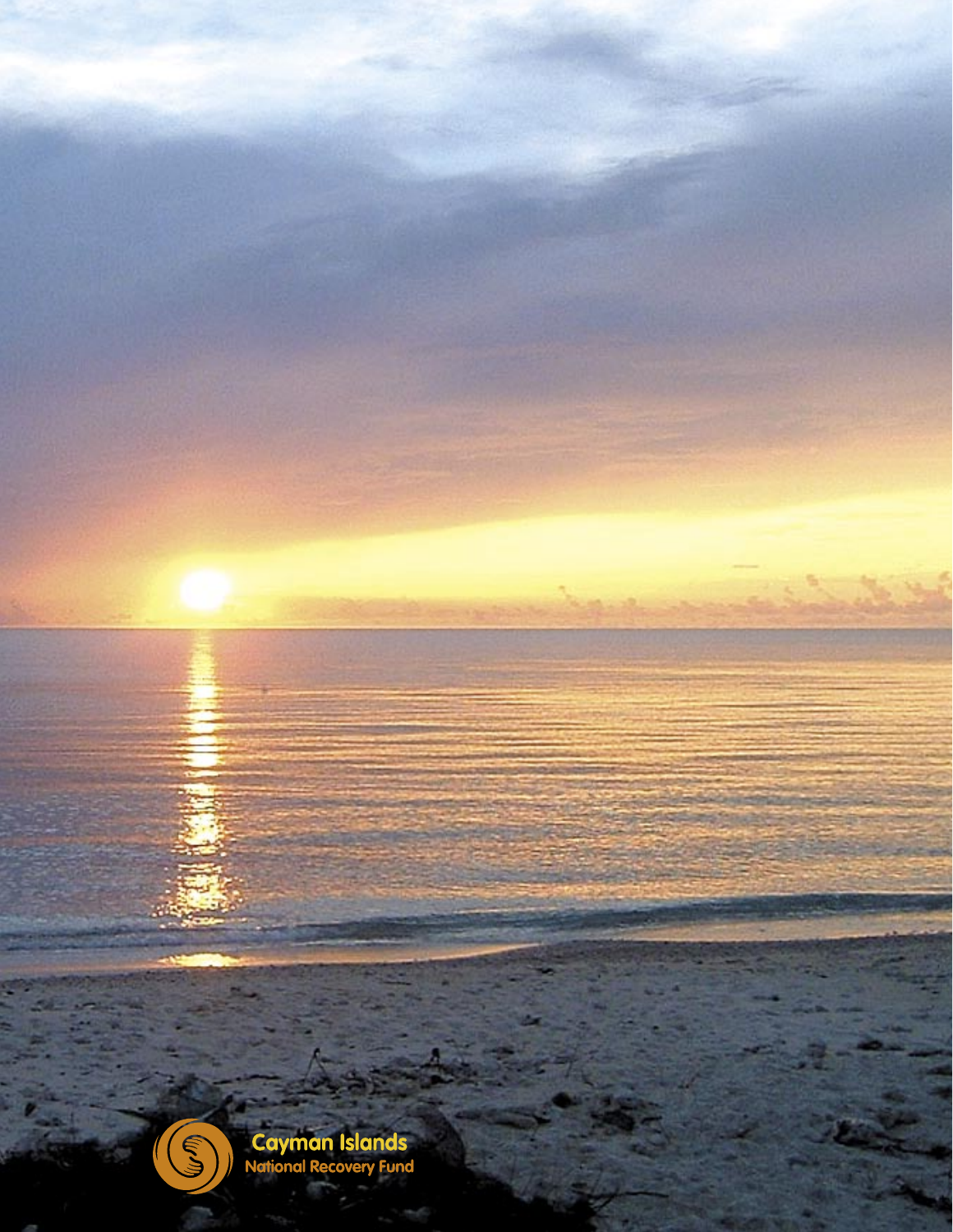Cayman Islands
National Recovery Fund